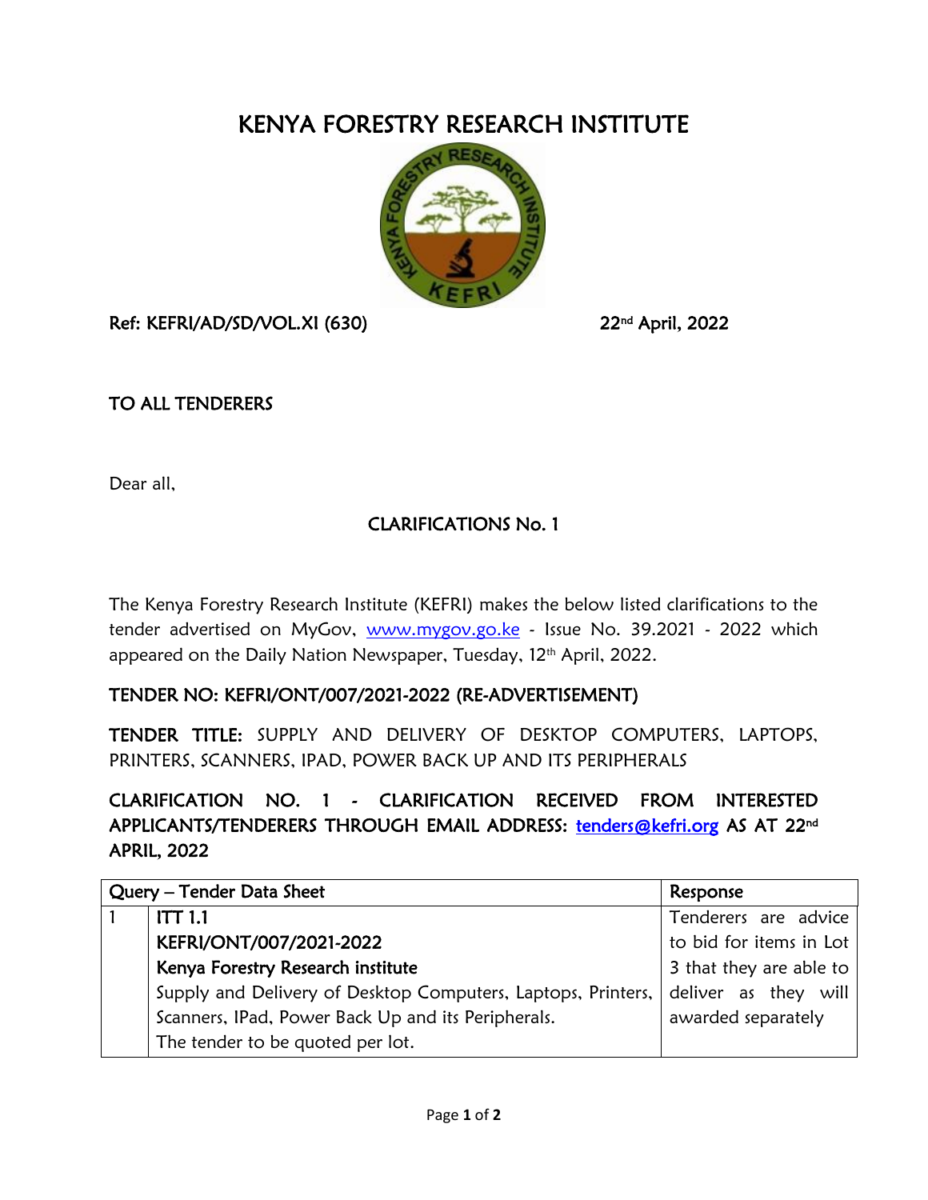# KENYA FORESTRY RESEARCH INSTITUTE

Ref: KEFRI/AD/SD/VOL.XI (630) 22nd April, 2022

TO ALL TENDERERS

Dear all,

## CLARIFICATIONS No. 1

The Kenya Forestry Research Institute (KEFRI) makes the below listed clarifications to the tender advertised on MyGov, www.mygov.go.ke - Issue No. 39.2021 - 2022 which appeared on the Daily Nation Newspaper, Tuesday, 12th April, 2022.

**TENDER NO: KEFRI/ONT/007/2021-2022 (RE-ADVERTISEMENT)**

**TENDER TITLE:** SUPPLY AND DELIVERY OF DESKTOP COMPUTERS, LAPTOPS, PRINTERS, SCANNERS, IPAD, POWER BACK UP AND ITS PERIPHERALS

**CLARIFICATION NO. 1 - CLARIFICATION RECEIVED FROM INTERESTED APPLICANTS/TENDERERS THROUGH EMAIL ADDRESS: tenders@kefri.org AS AT 22nd APRIL, 2022**

| Query – Tender Data Sheet | | Response |
|---|---|---|
| 1 | **ITT 1.1**<br>**KEFRI/ONT/007/2021-2022**<br>**Kenya Forestry Research institute**<br>Supply and Delivery of Desktop Computers, Laptops, Printers, Scanners, IPad, Power Back Up and its Peripherals.<br>The tender to be quoted per lot. | Tenderers are advice to bid for items in Lot 3 that they are able to deliver as they will awarded separately |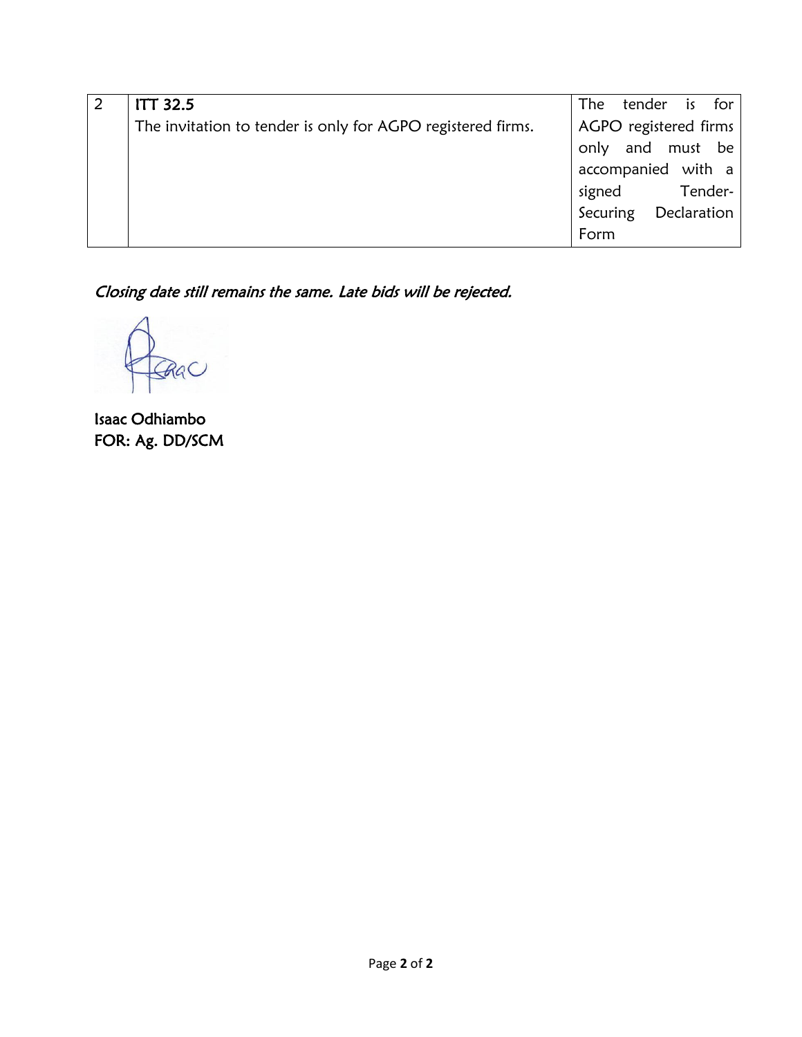| | | |
|---|---|---|
| 2 | **ITT 32.5**<br>The invitation to tender is only for AGPO registered firms. | The tender is for AGPO registered firms only and must be accompanied with a signed Tender-Securing Declaration Form |

*Closing date still remains the same. Late bids will be rejected.*

Isaac Odhiambo
FOR: Ag. DD/SCM